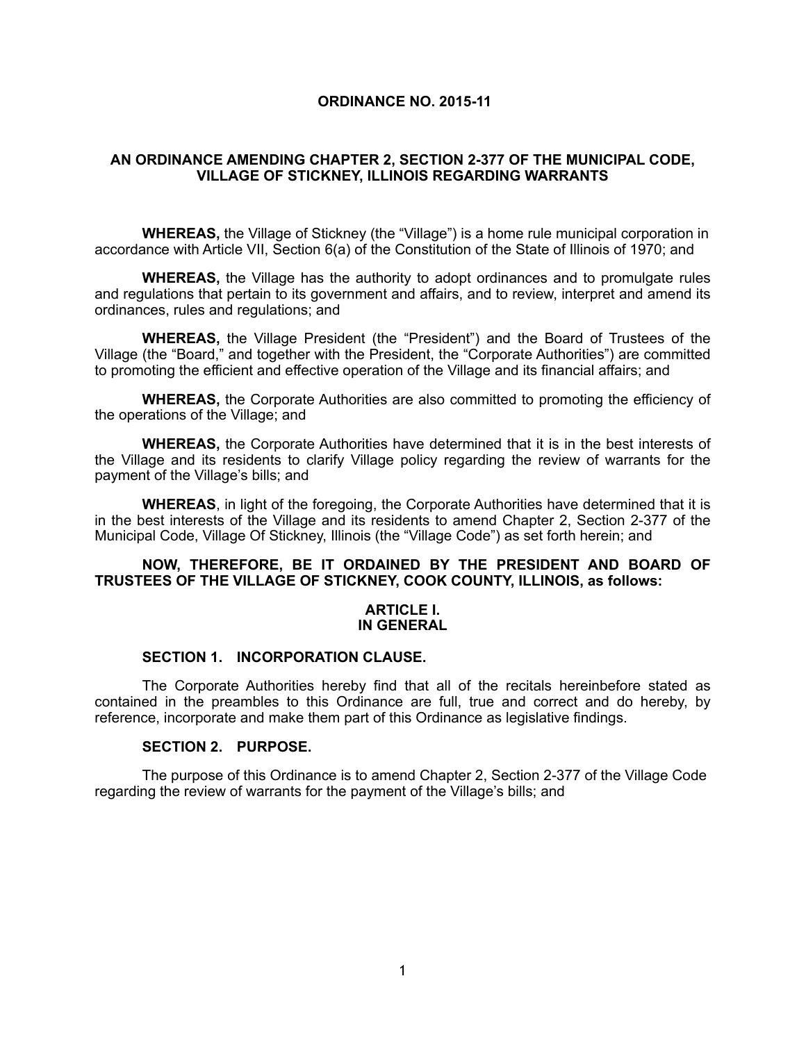**ORDINANCE NO. 2015-11**

**AN ORDINANCE AMENDING CHAPTER 2, SECTION 2-377 OF THE MUNICIPAL CODE, VILLAGE OF STICKNEY, ILLINOIS REGARDING WARRANTS**

**WHEREAS,** the Village of Stickney (the "Village") is a home rule municipal corporation in accordance with Article VII, Section 6(a) of the Constitution of the State of Illinois of 1970; and

**WHEREAS,** the Village has the authority to adopt ordinances and to promulgate rules and regulations that pertain to its government and affairs, and to review, interpret and amend its ordinances, rules and regulations; and

**WHEREAS,** the Village President (the "President") and the Board of Trustees of the Village (the "Board," and together with the President, the "Corporate Authorities") are committed to promoting the efficient and effective operation of the Village and its financial affairs; and

**WHEREAS,** the Corporate Authorities are also committed to promoting the efficiency of the operations of the Village; and

**WHEREAS,** the Corporate Authorities have determined that it is in the best interests of the Village and its residents to clarify Village policy regarding the review of warrants for the payment of the Village's bills; and

**WHEREAS**, in light of the foregoing, the Corporate Authorities have determined that it is in the best interests of the Village and its residents to amend Chapter 2, Section 2-377 of the Municipal Code, Village Of Stickney, Illinois (the "Village Code") as set forth herein; and

**NOW, THEREFORE, BE IT ORDAINED BY THE PRESIDENT AND BOARD OF TRUSTEES OF THE VILLAGE OF STICKNEY, COOK COUNTY, ILLINOIS, as follows:**

## ARTICLE I.
## IN GENERAL

### SECTION 1. INCORPORATION CLAUSE.

The Corporate Authorities hereby find that all of the recitals hereinbefore stated as contained in the preambles to this Ordinance are full, true and correct and do hereby, by reference, incorporate and make them part of this Ordinance as legislative findings.

### SECTION 2. PURPOSE.

The purpose of this Ordinance is to amend Chapter 2, Section 2-377 of the Village Code regarding the review of warrants for the payment of the Village's bills; and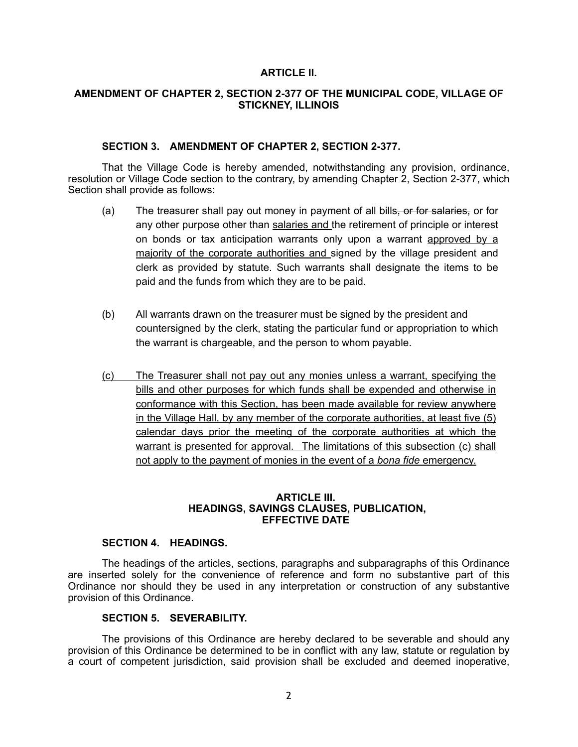**ARTICLE II.**

**AMENDMENT OF CHAPTER 2, SECTION 2-377 OF THE MUNICIPAL CODE, VILLAGE OF STICKNEY, ILLINOIS**

**SECTION 3. AMENDMENT OF CHAPTER 2, SECTION 2-377.**

That the Village Code is hereby amended, notwithstanding any provision, ordinance, resolution or Village Code section to the contrary, by amending Chapter 2, Section 2-377, which Section shall provide as follows:

(a) The treasurer shall pay out money in payment of all bills~~, or for salaries,~~ or for any other purpose other than <u>salaries and </u>the retirement of principle or interest on bonds or tax anticipation warrants only upon a warrant <u>approved by a majority of the corporate authorities and </u>signed by the village president and clerk as provided by statute. Such warrants shall designate the items to be paid and the funds from which they are to be paid.

(b) All warrants drawn on the treasurer must be signed by the president and countersigned by the clerk, stating the particular fund or appropriation to which the warrant is chargeable, and the person to whom payable.

<u>(c) The Treasurer shall not pay out any monies unless a warrant, specifying the bills and other purposes for which funds shall be expended and otherwise in conformance with this Section, has been made available for review anywhere in the Village Hall, by any member of the corporate authorities, at least five (5) calendar days prior the meeting of the corporate authorities at which the warrant is presented for approval. The limitations of this subsection (c) shall not apply to the payment of monies in the event of a *bona fide* emergency.</u>

**ARTICLE III.**
**HEADINGS, SAVINGS CLAUSES, PUBLICATION, EFFECTIVE DATE**

**SECTION 4. HEADINGS.**

The headings of the articles, sections, paragraphs and subparagraphs of this Ordinance are inserted solely for the convenience of reference and form no substantive part of this Ordinance nor should they be used in any interpretation or construction of any substantive provision of this Ordinance.

**SECTION 5. SEVERABILITY.**

The provisions of this Ordinance are hereby declared to be severable and should any provision of this Ordinance be determined to be in conflict with any law, statute or regulation by a court of competent jurisdiction, said provision shall be excluded and deemed inoperative,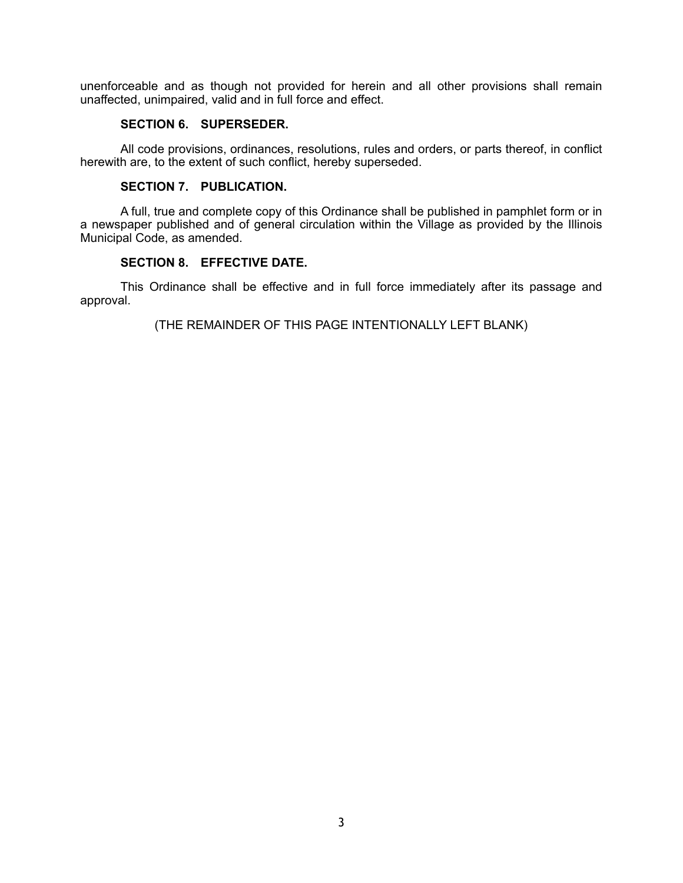unenforceable and as though not provided for herein and all other provisions shall remain unaffected, unimpaired, valid and in full force and effect.

**SECTION 6. SUPERSEDER.**

All code provisions, ordinances, resolutions, rules and orders, or parts thereof, in conflict herewith are, to the extent of such conflict, hereby superseded.

**SECTION 7. PUBLICATION.**

A full, true and complete copy of this Ordinance shall be published in pamphlet form or in a newspaper published and of general circulation within the Village as provided by the Illinois Municipal Code, as amended.

**SECTION 8. EFFECTIVE DATE.**

This Ordinance shall be effective and in full force immediately after its passage and approval.

(THE REMAINDER OF THIS PAGE INTENTIONALLY LEFT BLANK)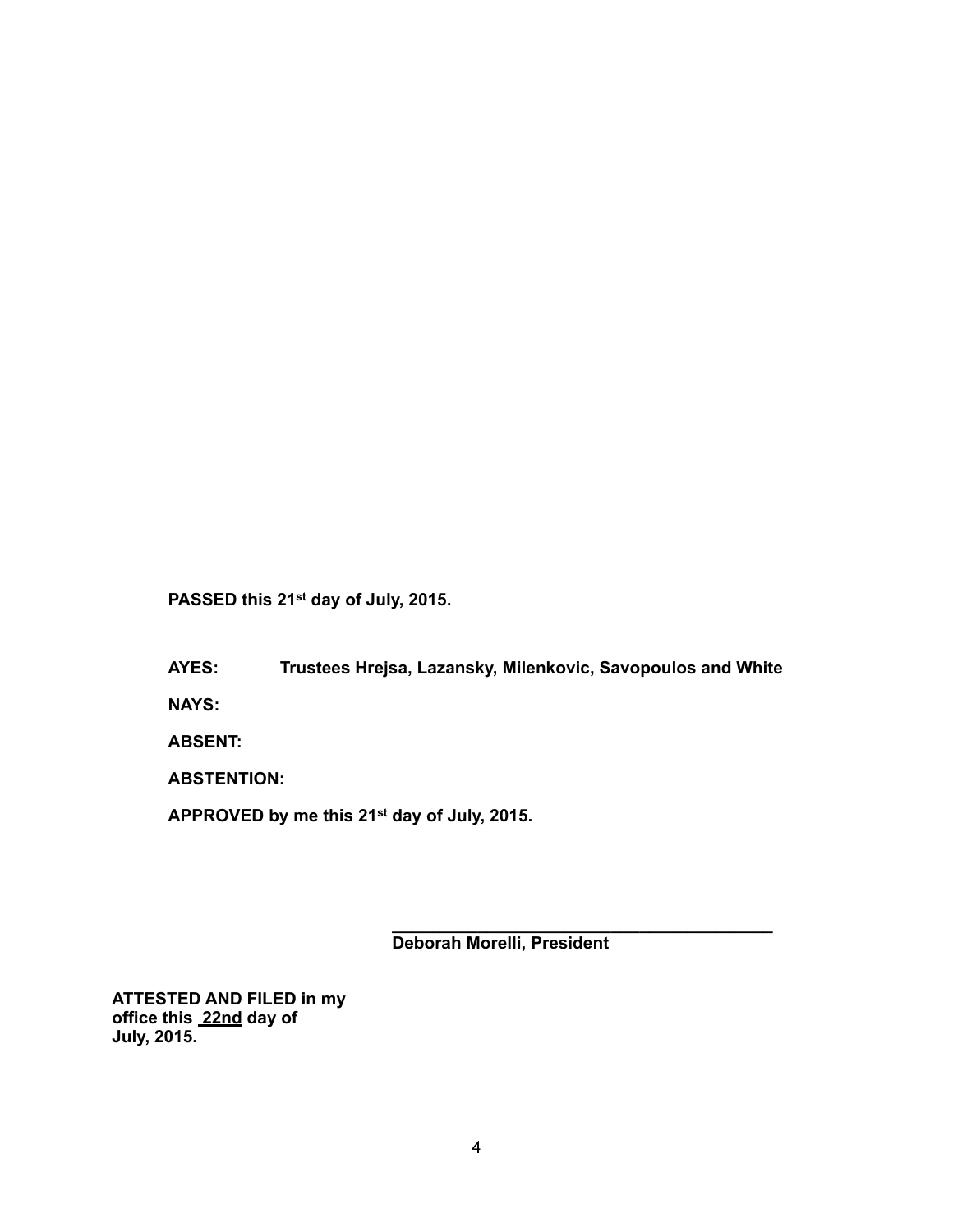**PASSED this 21st day of July, 2015.**

**AYES:** **Trustees Hrejsa, Lazansky, Milenkovic, Savopoulos and White**

**NAYS:**

**ABSENT:**

**ABSTENTION:**

**APPROVED by me this 21st day of July, 2015.**

\_\_\_\_\_\_\_\_\_\_\_\_\_\_\_\_\_\_\_\_\_\_\_\_\_\_\_\_\_\_\_\_\_\_\_\_\_\_\_\_\_\_
**Deborah Morelli, President**

**ATTESTED AND FILED in my office this 22nd day of July, 2015.**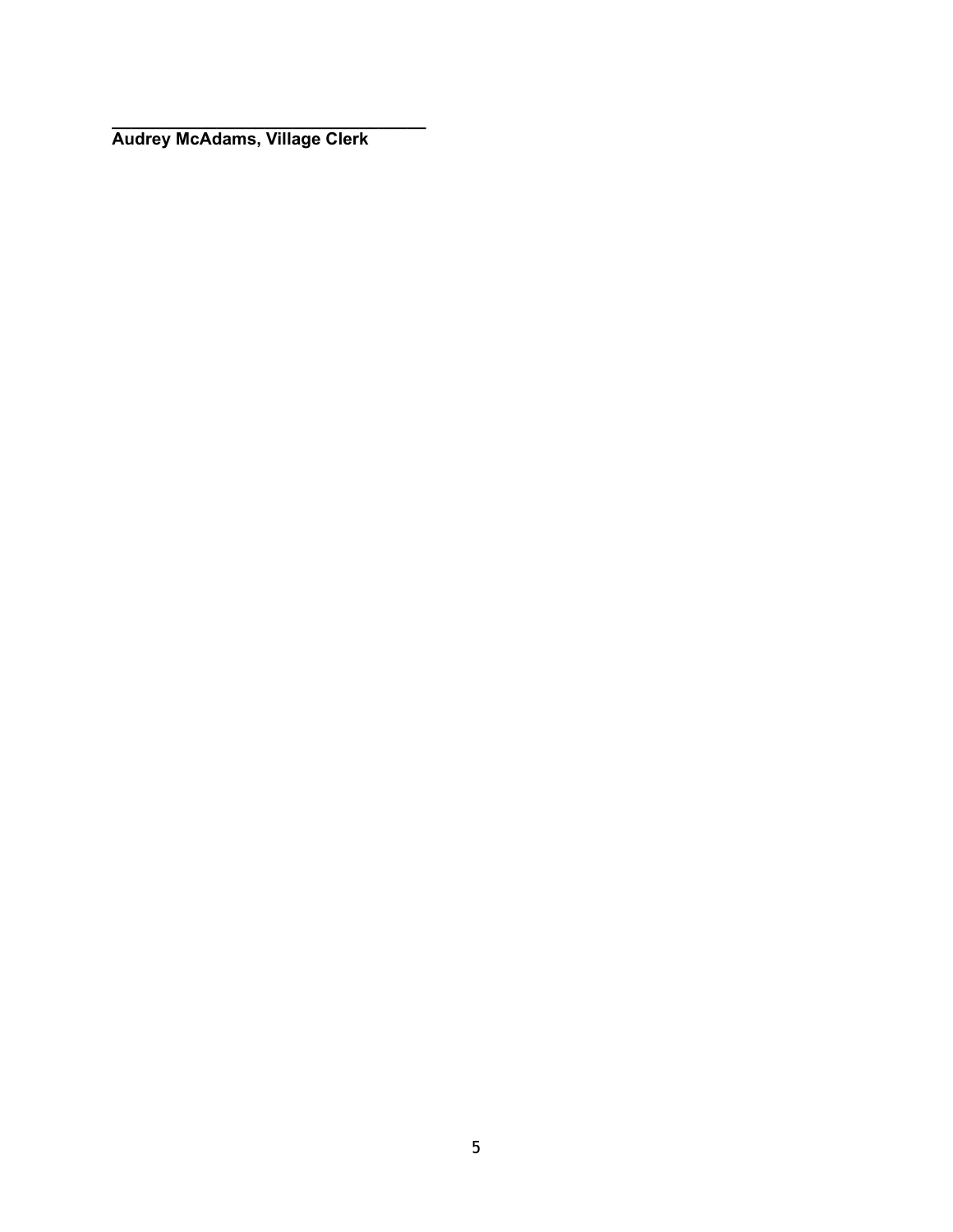___________________________________
**Audrey McAdams, Village Clerk**